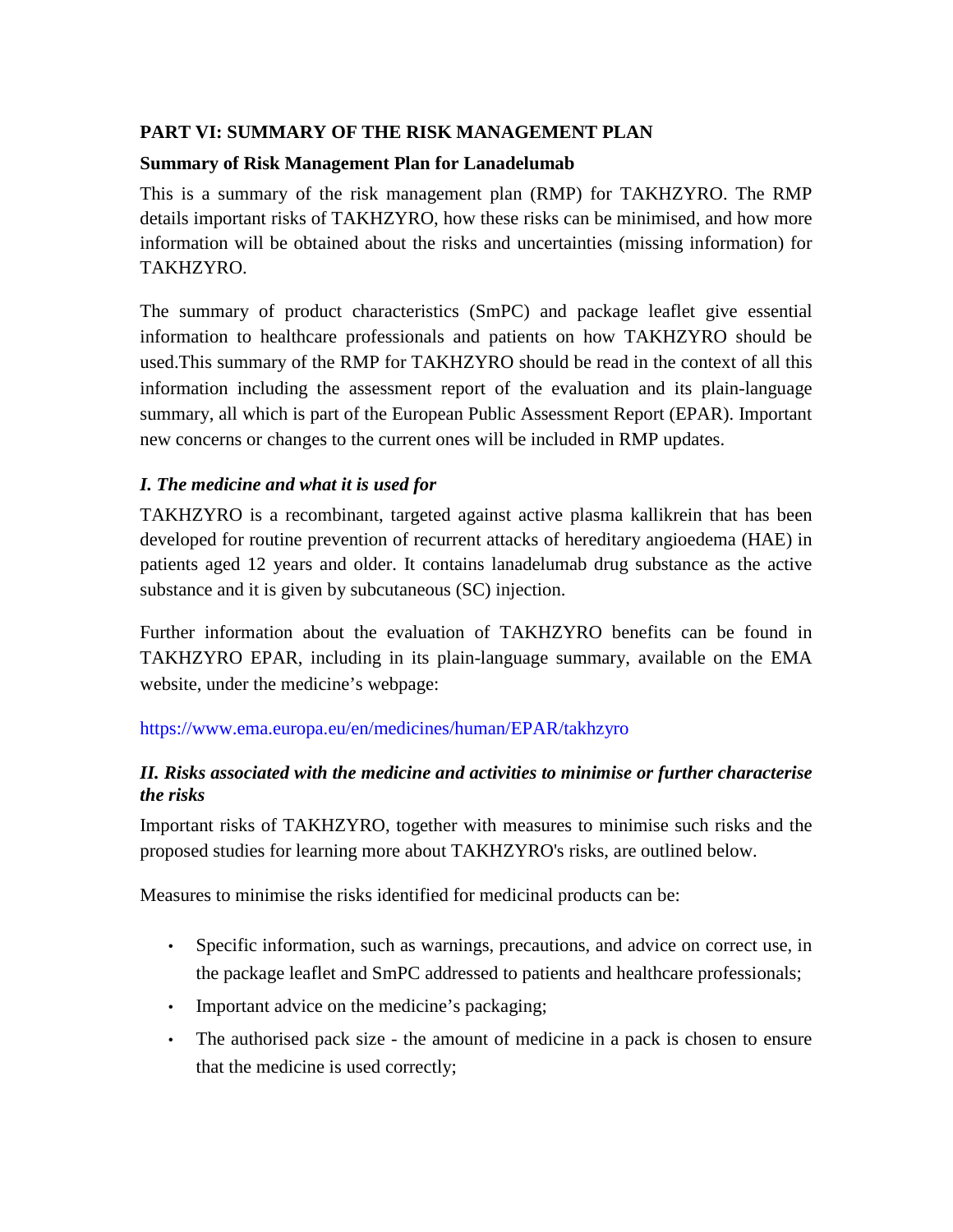**PART VI: SUMMARY OF THE RISK MANAGEMENT PLAN**

**Summary of Risk Management Plan for Lanadelumab**

This is a summary of the risk management plan (RMP) for TAKHZYRO. The RMP details important risks of TAKHZYRO, how these risks can be minimised, and how more information will be obtained about the risks and uncertainties (missing information) for TAKHZYRO.

The summary of product characteristics (SmPC) and package leaflet give essential information to healthcare professionals and patients on how TAKHZYRO should be used.This summary of the RMP for TAKHZYRO should be read in the context of all this information including the assessment report of the evaluation and its plain-language summary, all which is part of the European Public Assessment Report (EPAR). Important new concerns or changes to the current ones will be included in RMP updates.

### *I. The medicine and what it is used for*

TAKHZYRO is a recombinant, targeted against active plasma kallikrein that has been developed for routine prevention of recurrent attacks of hereditary angioedema (HAE) in patients aged 12 years and older. It contains lanadelumab drug substance as the active substance and it is given by subcutaneous (SC) injection.

Further information about the evaluation of TAKHZYRO benefits can be found in TAKHZYRO EPAR, including in its plain-language summary, available on the EMA website, under the medicine's webpage:

https://www.ema.europa.eu/en/medicines/human/EPAR/takhzyro

### *II. Risks associated with the medicine and activities to minimise or further characterise the risks*

Important risks of TAKHZYRO, together with measures to minimise such risks and the proposed studies for learning more about TAKHZYRO's risks, are outlined below.

Measures to minimise the risks identified for medicinal products can be:

- Specific information, such as warnings, precautions, and advice on correct use, in the package leaflet and SmPC addressed to patients and healthcare professionals;
- Important advice on the medicine's packaging;
- The authorised pack size - the amount of medicine in a pack is chosen to ensure that the medicine is used correctly;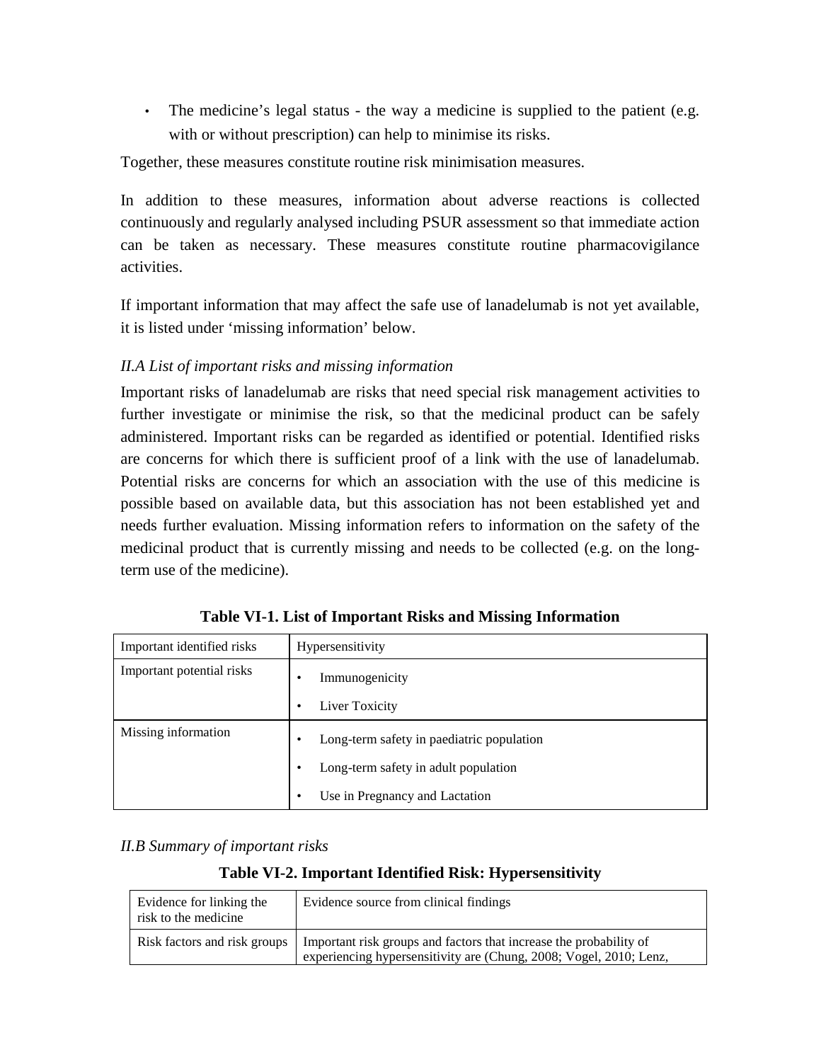- The medicine's legal status - the way a medicine is supplied to the patient (e.g. with or without prescription) can help to minimise its risks.

Together, these measures constitute routine risk minimisation measures.

In addition to these measures, information about adverse reactions is collected continuously and regularly analysed including PSUR assessment so that immediate action can be taken as necessary. These measures constitute routine pharmacovigilance activities.

If important information that may affect the safe use of lanadelumab is not yet available, it is listed under 'missing information' below.

*II.A List of important risks and missing information*

Important risks of lanadelumab are risks that need special risk management activities to further investigate or minimise the risk, so that the medicinal product can be safely administered. Important risks can be regarded as identified or potential. Identified risks are concerns for which there is sufficient proof of a link with the use of lanadelumab. Potential risks are concerns for which an association with the use of this medicine is possible based on available data, but this association has not been established yet and needs further evaluation. Missing information refers to information on the safety of the medicinal product that is currently missing and needs to be collected (e.g. on the long-term use of the medicine).

**Table VI-1. List of Important Risks and Missing Information**

| | |
|---|---|
| Important identified risks | Hypersensitivity |
| Important potential risks | • Immunogenicity<br>• Liver Toxicity |
| Missing information | • Long-term safety in paediatric population<br>• Long-term safety in adult population<br>• Use in Pregnancy and Lactation |

*II.B Summary of important risks*

**Table VI-2. Important Identified Risk: Hypersensitivity**

| | |
|---|---|
| Evidence for linking the risk to the medicine | Evidence source from clinical findings |
| Risk factors and risk groups | Important risk groups and factors that increase the probability of experiencing hypersensitivity are (Chung, 2008; Vogel, 2010; Lenz, |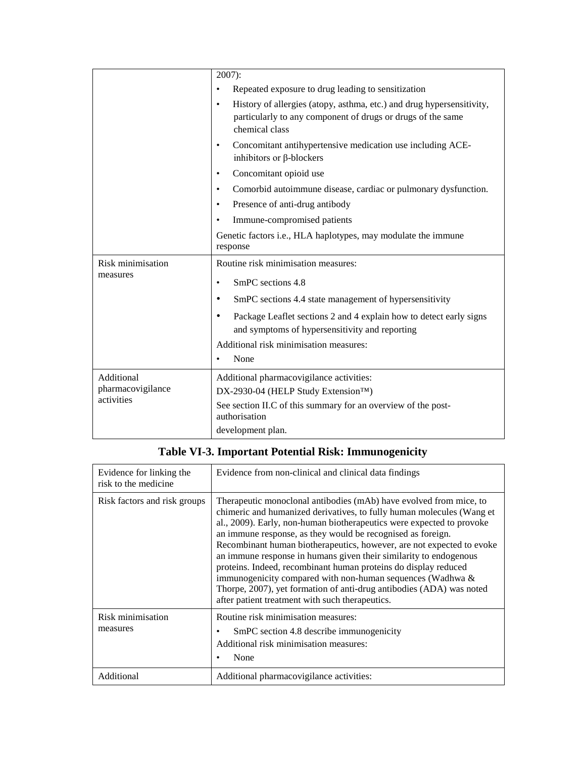| | |
|---|---|
| | 2007):<br>• Repeated exposure to drug leading to sensitization<br>• History of allergies (atopy, asthma, etc.) and drug hypersensitivity, particularly to any component of drugs or drugs of the same chemical class<br>• Concomitant antihypertensive medication use including ACE-inhibitors or β-blockers<br>• Concomitant opioid use<br>• Comorbid autoimmune disease, cardiac or pulmonary dysfunction.<br>• Presence of anti-drug antibody<br>• Immune-compromised patients<br>Genetic factors i.e., HLA haplotypes, may modulate the immune response |
| Risk minimisation measures | Routine risk minimisation measures:<br>• SmPC sections 4.8<br>• SmPC sections 4.4 state management of hypersensitivity<br>• Package Leaflet sections 2 and 4 explain how to detect early signs and symptoms of hypersensitivity and reporting<br>Additional risk minimisation measures:<br>• None |
| Additional pharmacovigilance activities | Additional pharmacovigilance activities:<br>DX-2930-04 (HELP Study Extension™)<br>See section II.C of this summary for an overview of the post-authorisation<br>development plan. |

**Table VI-3. Important Potential Risk: Immunogenicity**

| | |
|---|---|
| Evidence for linking the risk to the medicine | Evidence from non-clinical and clinical data findings |
| Risk factors and risk groups | Therapeutic monoclonal antibodies (mAb) have evolved from mice, to chimeric and humanized derivatives, to fully human molecules (Wang et al., 2009). Early, non-human biotherapeutics were expected to provoke an immune response, as they would be recognised as foreign. Recombinant human biotherapeutics, however, are not expected to evoke an immune response in humans given their similarity to endogenous proteins. Indeed, recombinant human proteins do display reduced immunogenicity compared with non-human sequences (Wadhwa & Thorpe, 2007), yet formation of anti-drug antibodies (ADA) was noted after patient treatment with such therapeutics. |
| Risk minimisation measures | Routine risk minimisation measures:<br>• SmPC section 4.8 describe immunogenicity<br>Additional risk minimisation measures:<br>• None |
| Additional | Additional pharmacovigilance activities: |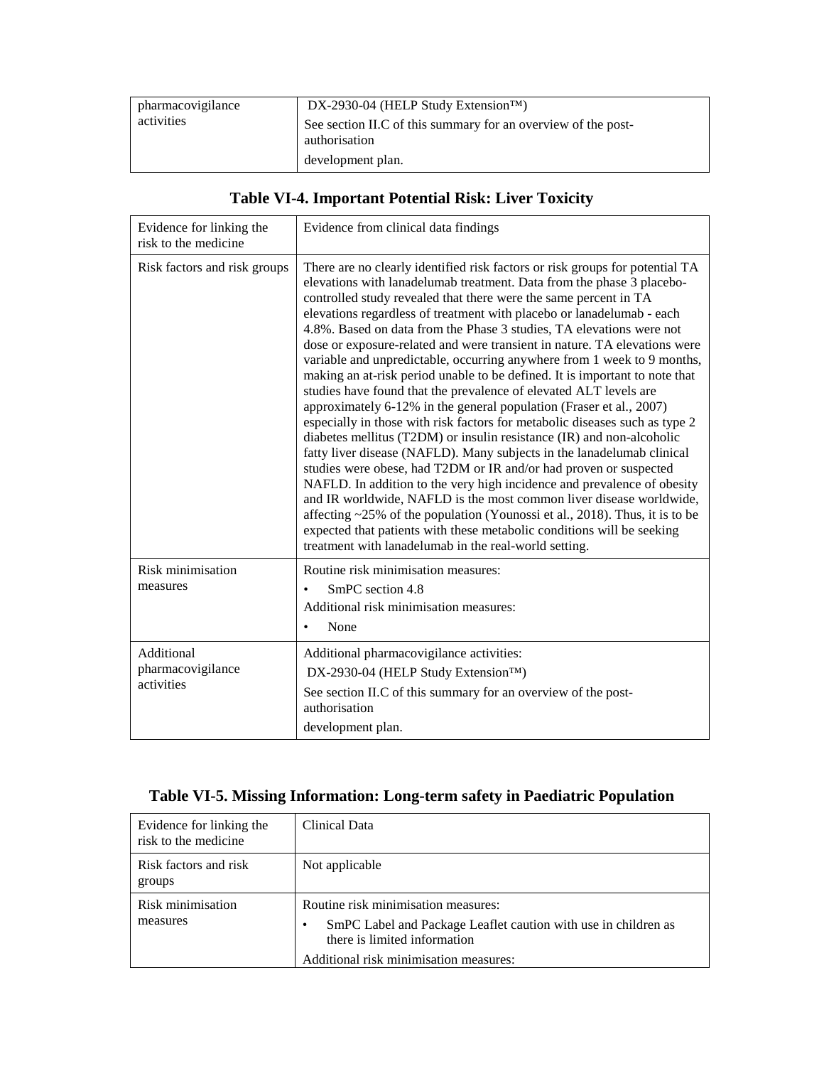| pharmacovigilance activities | DX-2930-04 (HELP Study Extension™)<br>See section II.C of this summary for an overview of the post-authorisation<br>development plan. |
|---|---|

**Table VI-4. Important Potential Risk: Liver Toxicity**

| Evidence for linking the risk to the medicine | Evidence from clinical data findings |
|---|---|
| Risk factors and risk groups | There are no clearly identified risk factors or risk groups for potential TA elevations with lanadelumab treatment. Data from the phase 3 placebo-controlled study revealed that there were the same percent in TA elevations regardless of treatment with placebo or lanadelumab - each 4.8%. Based on data from the Phase 3 studies, TA elevations were not dose or exposure-related and were transient in nature. TA elevations were variable and unpredictable, occurring anywhere from 1 week to 9 months, making an at-risk period unable to be defined. It is important to note that studies have found that the prevalence of elevated ALT levels are approximately 6-12% in the general population (Fraser et al., 2007) especially in those with risk factors for metabolic diseases such as type 2 diabetes mellitus (T2DM) or insulin resistance (IR) and non-alcoholic fatty liver disease (NAFLD). Many subjects in the lanadelumab clinical studies were obese, had T2DM or IR and/or had proven or suspected NAFLD. In addition to the very high incidence and prevalence of obesity and IR worldwide, NAFLD is the most common liver disease worldwide, affecting ~25% of the population (Younossi et al., 2018). Thus, it is to be expected that patients with these metabolic conditions will be seeking treatment with lanadelumab in the real-world setting. |
| Risk minimisation measures | Routine risk minimisation measures:<br>• SmPC section 4.8<br>Additional risk minimisation measures:<br>• None |
| Additional pharmacovigilance activities | Additional pharmacovigilance activities:<br>DX-2930-04 (HELP Study Extension™)<br>See section II.C of this summary for an overview of the post-authorisation<br>development plan. |

**Table VI-5. Missing Information: Long-term safety in Paediatric Population**

| Evidence for linking the risk to the medicine | Clinical Data |
|---|---|
| Risk factors and risk groups | Not applicable |
| Risk minimisation measures | Routine risk minimisation measures:<br>• SmPC Label and Package Leaflet caution with use in children as there is limited information<br>Additional risk minimisation measures: |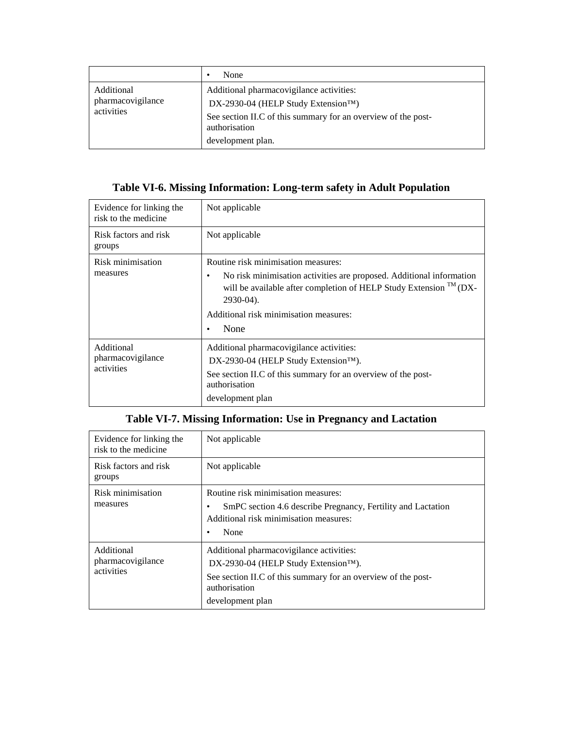| | • None |
|---|---|
| Additional pharmacovigilance activities | Additional pharmacovigilance activities:<br>DX-2930-04 (HELP Study Extension™)<br>See section II.C of this summary for an overview of the post-authorisation<br>development plan. |

**Table VI-6. Missing Information: Long-term safety in Adult Population**

| | |
|---|---|
| Evidence for linking the risk to the medicine | Not applicable |
| Risk factors and risk groups | Not applicable |
| Risk minimisation measures | Routine risk minimisation measures:<br>• No risk minimisation activities are proposed. Additional information will be available after completion of HELP Study Extension ™ (DX-2930-04).<br>Additional risk minimisation measures:<br>• None |
| Additional pharmacovigilance activities | Additional pharmacovigilance activities:<br>DX-2930-04 (HELP Study Extension™).<br>See section II.C of this summary for an overview of the post-authorisation<br>development plan |

**Table VI-7. Missing Information: Use in Pregnancy and Lactation**

| | |
|---|---|
| Evidence for linking the risk to the medicine | Not applicable |
| Risk factors and risk groups | Not applicable |
| Risk minimisation measures | Routine risk minimisation measures:<br>• SmPC section 4.6 describe Pregnancy, Fertility and Lactation<br>Additional risk minimisation measures:<br>• None |
| Additional pharmacovigilance activities | Additional pharmacovigilance activities:<br>DX-2930-04 (HELP Study Extension™).<br>See section II.C of this summary for an overview of the post-authorisation<br>development plan |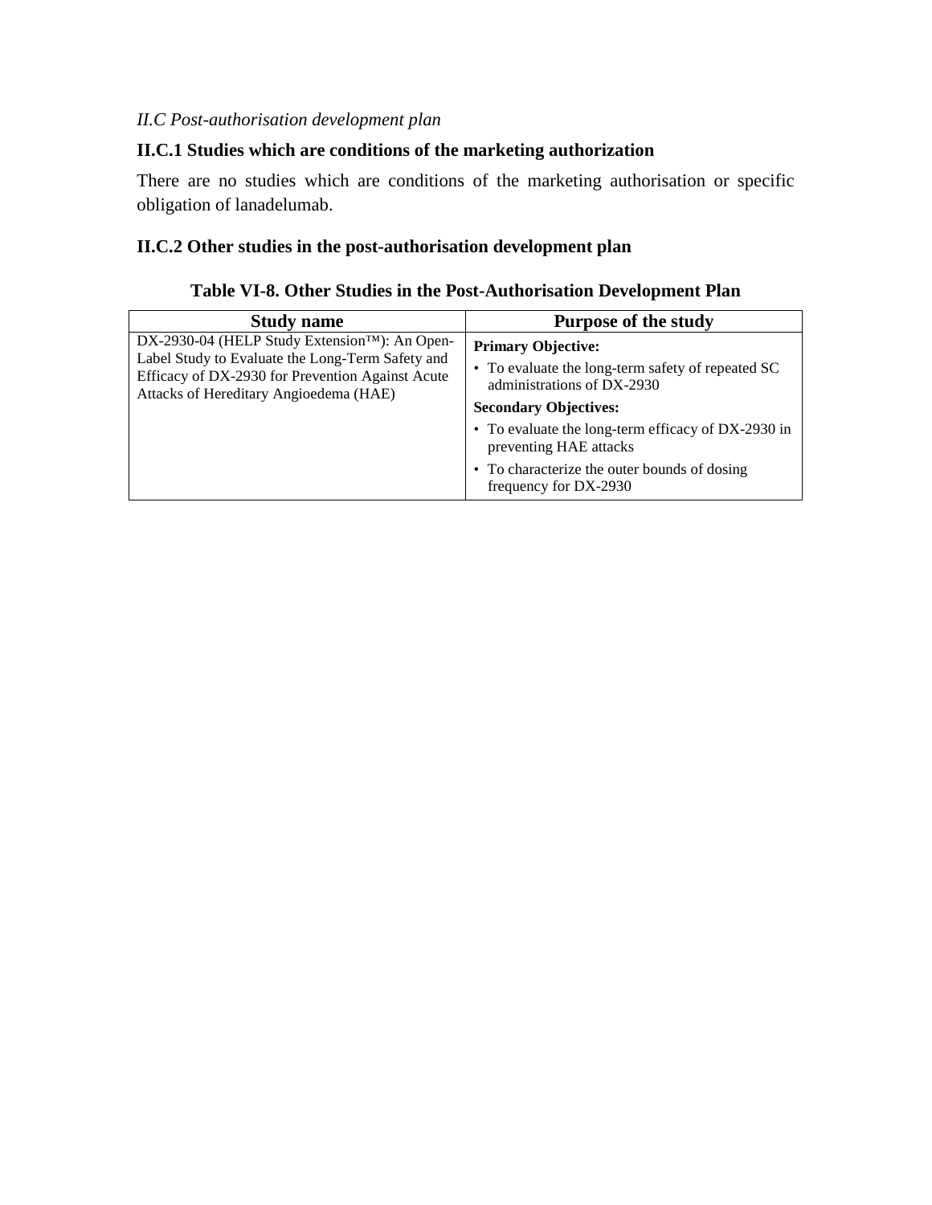*II.C Post-authorisation development plan*

### II.C.1 Studies which are conditions of the marketing authorization

There are no studies which are conditions of the marketing authorisation or specific obligation of lanadelumab.

### II.C.2 Other studies in the post-authorisation development plan

**Table VI-8. Other Studies in the Post-Authorisation Development Plan**

| Study name | Purpose of the study |
|---|---|
| DX-2930-04 (HELP Study Extension™): An Open-Label Study to Evaluate the Long-Term Safety and Efficacy of DX-2930 for Prevention Against Acute Attacks of Hereditary Angioedema (HAE) | **Primary Objective:**<br>• To evaluate the long-term safety of repeated SC administrations of DX-2930<br>**Secondary Objectives:**<br>• To evaluate the long-term efficacy of DX-2930 in preventing HAE attacks<br>• To characterize the outer bounds of dosing frequency for DX-2930 |